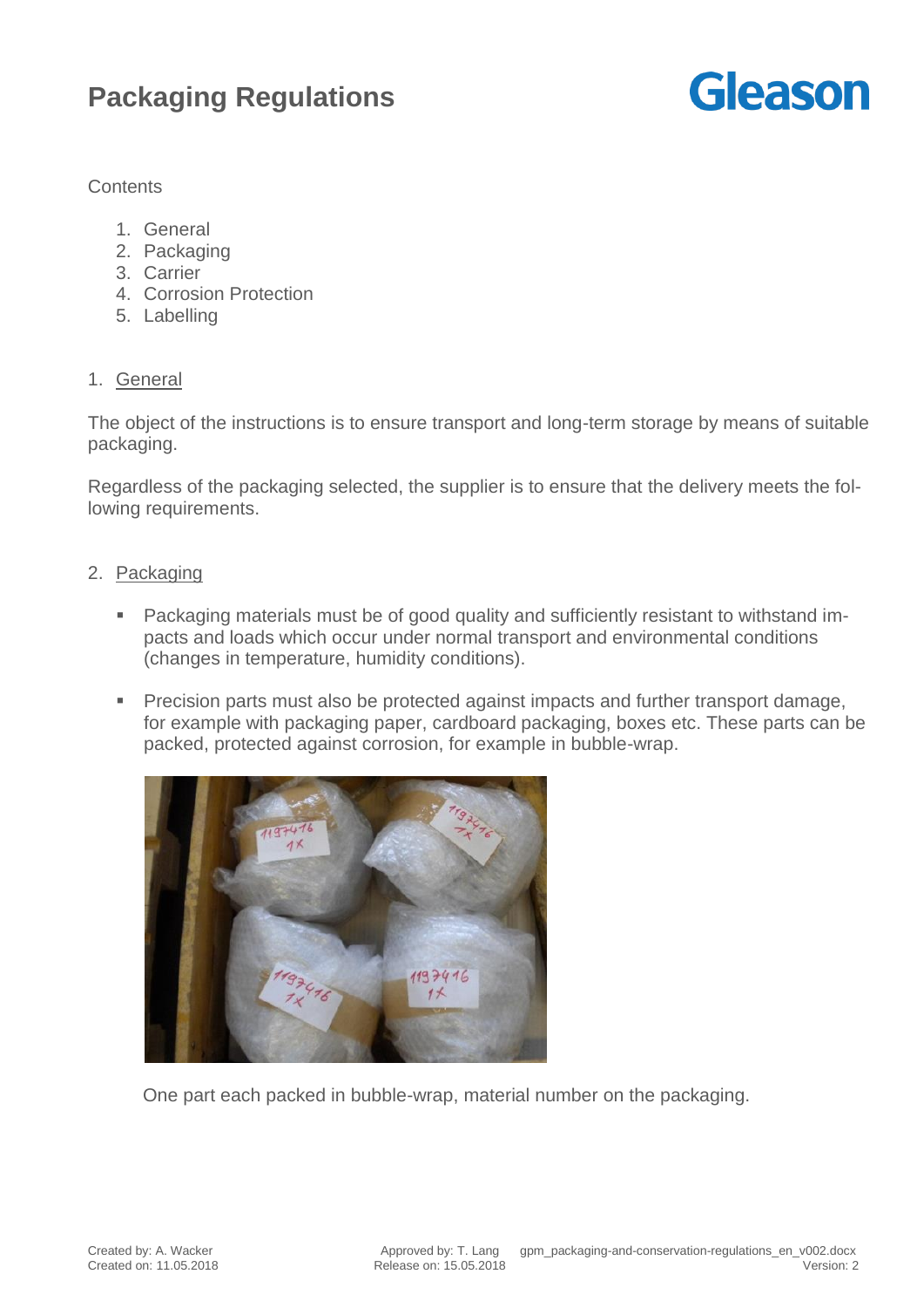# Packaging Regulations

Contents

1. General
2. Packaging
3. Carrier
4. Corrosion Protection
5. Labelling

## 1. General

The object of the instructions is to ensure transport and long-term storage by means of suitable packaging.

Regardless of the packaging selected, the supplier is to ensure that the delivery meets the following requirements.

## 2. Packaging

- Packaging materials must be of good quality and sufficiently resistant to withstand impacts and loads which occur under normal transport and environmental conditions (changes in temperature, humidity conditions).

- Precision parts must also be protected against impacts and further transport damage, for example with packaging paper, cardboard packaging, boxes etc. These parts can be packed, protected against corrosion, for example in bubble-wrap.

One part each packed in bubble-wrap, material number on the packaging.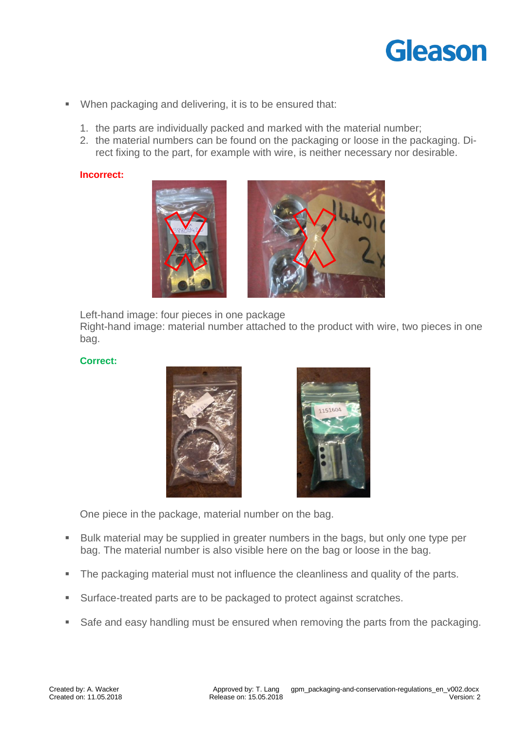- When packaging and delivering, it is to be ensured that:

  1. the parts are individually packed and marked with the material number;
  2. the material numbers can be found on the packaging or loose in the packaging. Direct fixing to the part, for example with wire, is neither necessary nor desirable.

**Incorrect:**

Left-hand image: four pieces in one package
Right-hand image: material number attached to the product with wire, two pieces in one bag.

**Correct:**

One piece in the package, material number on the bag.

- Bulk material may be supplied in greater numbers in the bags, but only one type per bag. The material number is also visible here on the bag or loose in the bag.

- The packaging material must not influence the cleanliness and quality of the parts.

- Surface-treated parts are to be packaged to protect against scratches.

- Safe and easy handling must be ensured when removing the parts from the packaging.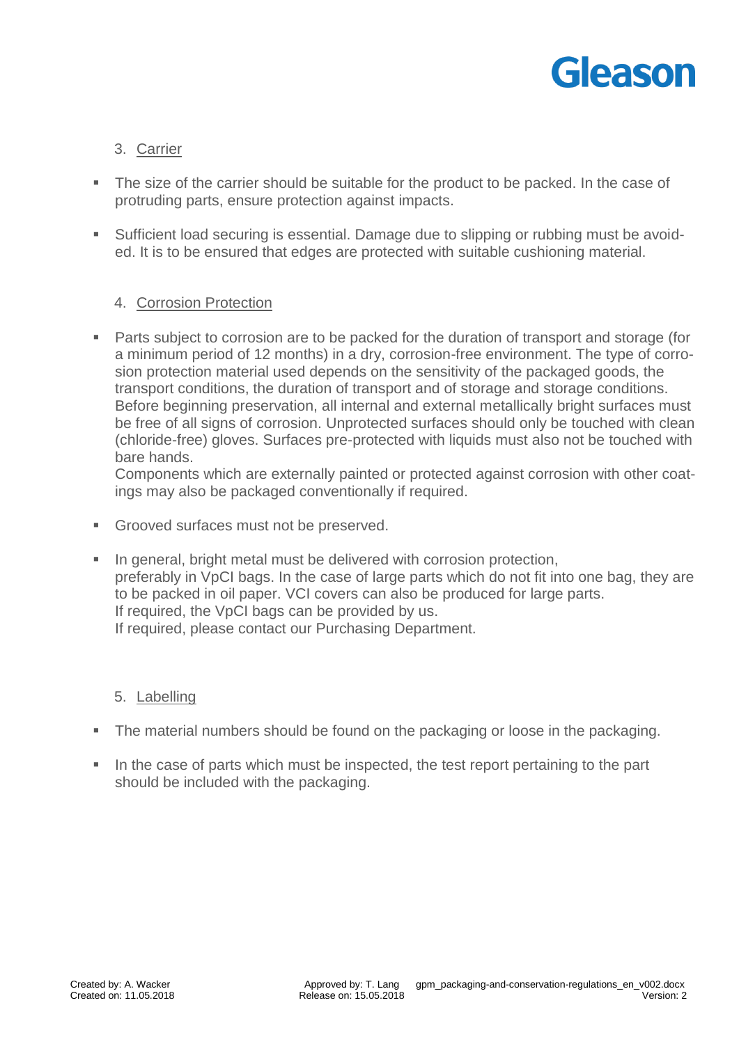3. Carrier

- The size of the carrier should be suitable for the product to be packed. In the case of protruding parts, ensure protection against impacts.
- Sufficient load securing is essential. Damage due to slipping or rubbing must be avoided. It is to be ensured that edges are protected with suitable cushioning material.

4. Corrosion Protection

- Parts subject to corrosion are to be packed for the duration of transport and storage (for a minimum period of 12 months) in a dry, corrosion-free environment. The type of corrosion protection material used depends on the sensitivity of the packaged goods, the transport conditions, the duration of transport and of storage and storage conditions. Before beginning preservation, all internal and external metallically bright surfaces must be free of all signs of corrosion. Unprotected surfaces should only be touched with clean (chloride-free) gloves. Surfaces pre-protected with liquids must also not be touched with bare hands.
  Components which are externally painted or protected against corrosion with other coatings may also be packaged conventionally if required.
- Grooved surfaces must not be preserved.
- In general, bright metal must be delivered with corrosion protection, preferably in VpCI bags. In the case of large parts which do not fit into one bag, they are to be packed in oil paper. VCI covers can also be produced for large parts.
  If required, the VpCI bags can be provided by us.
  If required, please contact our Purchasing Department.

5. Labelling

- The material numbers should be found on the packaging or loose in the packaging.
- In the case of parts which must be inspected, the test report pertaining to the part should be included with the packaging.